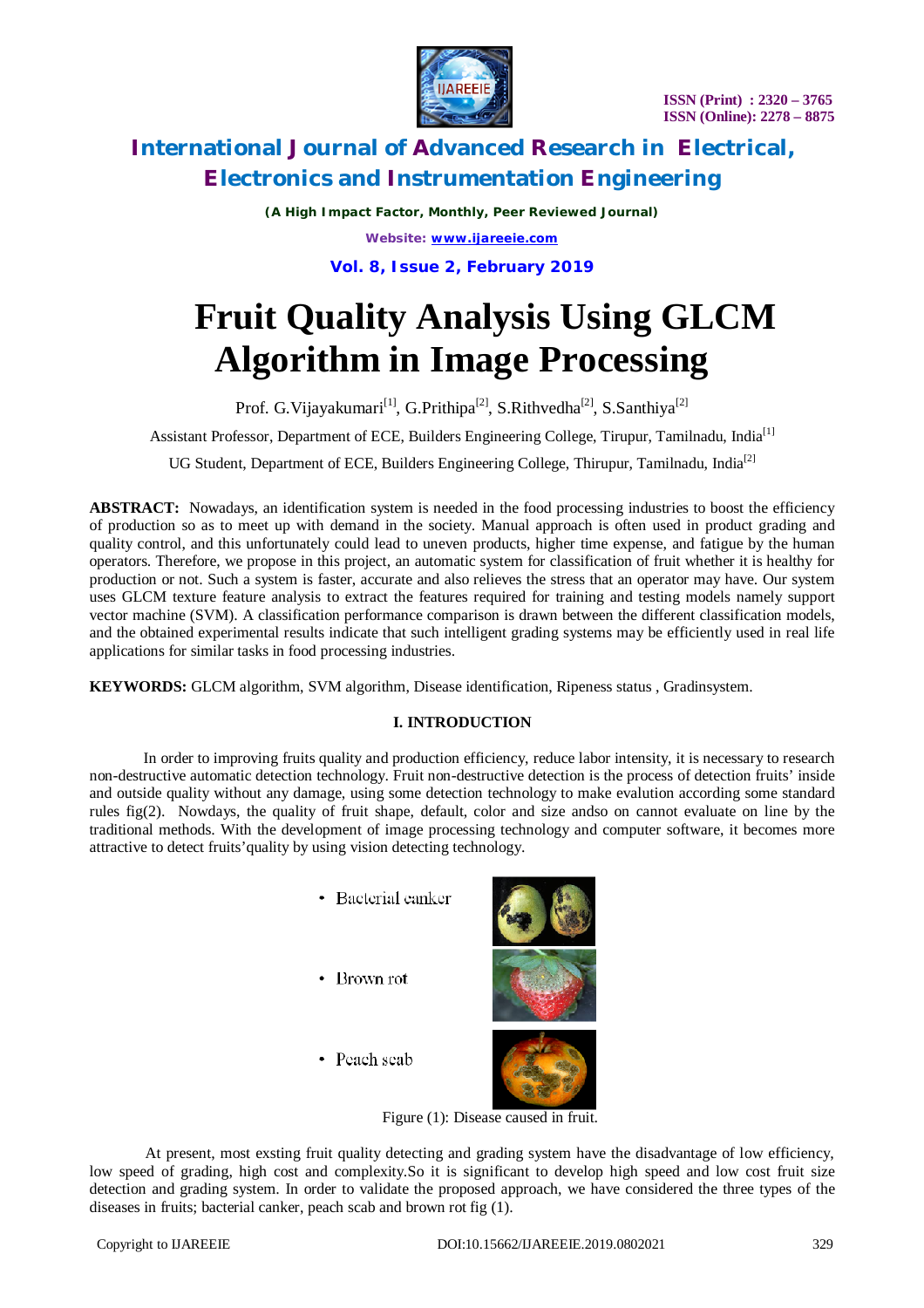# Fruit Quality Analysis Using GLCM Algorithm in Image Processing

Prof. G.Vijayakumari[1], G.Prithipa[2], S.Rithvedha[2], S.Santhiya[2]

Assistant Professor, Department of ECE, Builders Engineering College, Tirupur, Tamilnadu, India[1]

UG Student, Department of ECE, Builders Engineering College, Thirupur, Tamilnadu, India[2]

**ABSTRACT:** Nowadays, an identification system is needed in the food processing industries to boost the efficiency of production so as to meet up with demand in the society. Manual approach is often used in product grading and quality control, and this unfortunately could lead to uneven products, higher time expense, and fatigue by the human operators. Therefore, we propose in this project, an automatic system for classification of fruit whether it is healthy for production or not. Such a system is faster, accurate and also relieves the stress that an operator may have. Our system uses GLCM texture feature analysis to extract the features required for training and testing models namely support vector machine (SVM). A classification performance comparison is drawn between the different classification models, and the obtained experimental results indicate that such intelligent grading systems may be efficiently used in real life applications for similar tasks in food processing industries.

**KEYWORDS:** GLCM algorithm, SVM algorithm, Disease identification, Ripeness status , Gradinsystem.

## I. INTRODUCTION

In order to improving fruits quality and production efficiency, reduce labor intensity, it is necessary to research non-destructive automatic detection technology. Fruit non-destructive detection is the process of detection fruits' inside and outside quality without any damage, using some detection technology to make evalution according some standard rules fig(2). Nowdays, the quality of fruit shape, default, color and size andso on cannot evaluate on line by the traditional methods. With the development of image processing technology and computer software, it becomes more attractive to detect fruits'quality by using vision detecting technology.

- Bacterial canker
- Brown rot
- Peach scab

Figure (1): Disease caused in fruit.

At present, most exsting fruit quality detecting and grading system have the disadvantage of low efficiency, low speed of grading, high cost and complexity.So it is significant to develop high speed and low cost fruit size detection and grading system. In order to validate the proposed approach, we have considered the three types of the diseases in fruits; bacterial canker, peach scab and brown rot fig (1).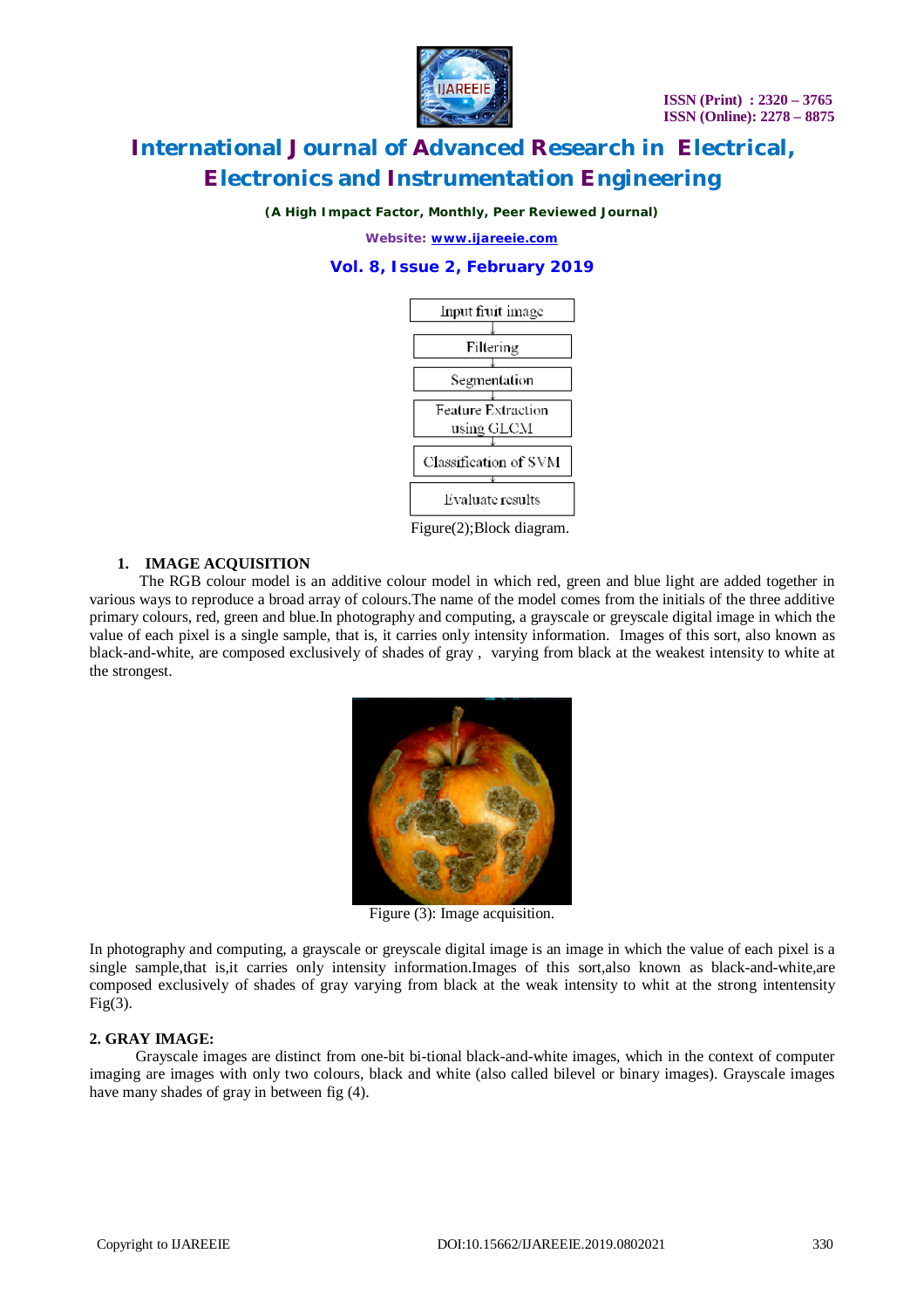Input fruit image → Filtering → Segmentation → Feature Extraction using GLCM → Classification of SVM → Evaluate results

Figure(2);Block diagram.

## 1. IMAGE ACQUISITION

The RGB colour model is an additive colour model in which red, green and blue light are added together in various ways to reproduce a broad array of colours.The name of the model comes from the initials of the three additive primary colours, red, green and blue.In photography and computing, a grayscale or greyscale digital image in which the value of each pixel is a single sample, that is, it carries only intensity information. Images of this sort, also known as black-and-white, are composed exclusively of shades of gray , varying from black at the weakest intensity to white at the strongest.

Figure (3): Image acquisition.

In photography and computing, a grayscale or greyscale digital image is an image in which the value of each pixel is a single sample,that is,it carries only intensity information.Images of this sort,also known as black-and-white,are composed exclusively of shades of gray varying from black at the weak intensity to whit at the strong intentensity Fig(3).

## 2. GRAY IMAGE:

Grayscale images are distinct from one-bit bi-tional black-and-white images, which in the context of computer imaging are images with only two colours, black and white (also called bilevel or binary images). Grayscale images have many shades of gray in between fig (4).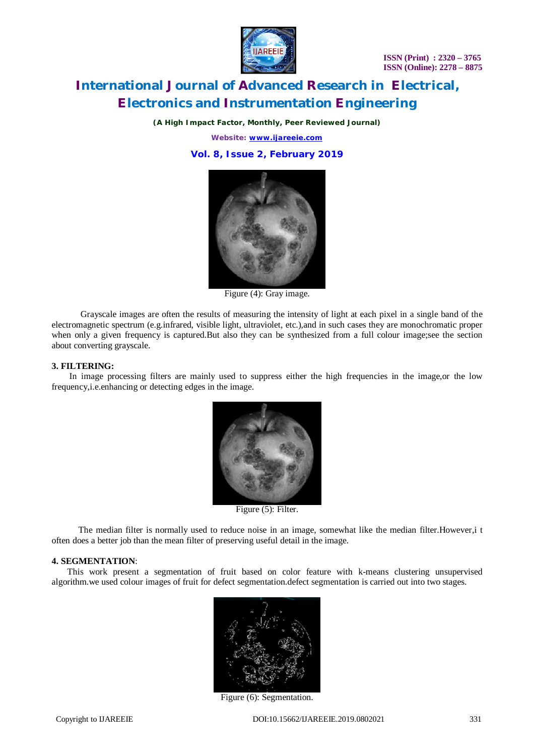Figure (4): Gray image.

Grayscale images are often the results of measuring the intensity of light at each pixel in a single band of the electromagnetic spectrum (e.g.infrared, visible light, ultraviolet, etc.),and in such cases they are monochromatic proper when only a given frequency is captured.But also they can be synthesized from a full colour image;see the section about converting grayscale.

**3. FILTERING:**

In image processing filters are mainly used to suppress either the high frequencies in the image,or the low frequency,i.e.enhancing or detecting edges in the image.

Figure (5): Filter.

The median filter is normally used to reduce noise in an image, somewhat like the median filter.However,i t often does a better job than the mean filter of preserving useful detail in the image.

**4. SEGMENTATION**:

This work present a segmentation of fruit based on color feature with k-means clustering unsupervised algorithm.we used colour images of fruit for defect segmentation.defect segmentation is carried out into two stages.

Figure (6): Segmentation.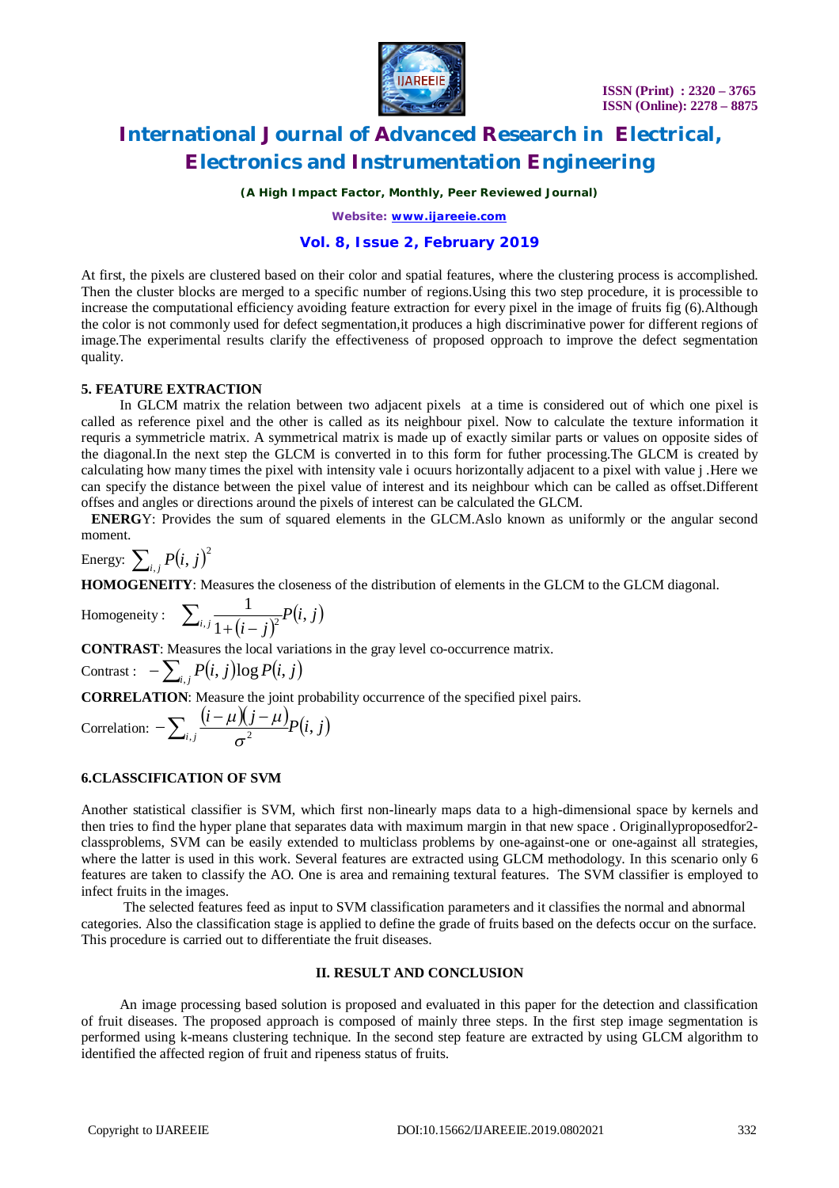At first, the pixels are clustered based on their color and spatial features, where the clustering process is accomplished. Then the cluster blocks are merged to a specific number of regions.Using this two step procedure, it is processible to increase the computational efficiency avoiding feature extraction for every pixel in the image of fruits fig (6).Although the color is not commonly used for defect segmentation,it produces a high discriminative power for different regions of image.The experimental results clarify the effectiveness of proposed opproach to improve the defect segmentation quality.

### 5. FEATURE EXTRACTION

In GLCM matrix the relation between two adjacent pixels at a time is considered out of which one pixel is called as reference pixel and the other is called as its neighbour pixel. Now to calculate the texture information it requris a symmetricle matrix. A symmetrical matrix is made up of exactly similar parts or values on opposite sides of the diagonal.In the next step the GLCM is converted in to this form for futher processing.The GLCM is created by calculating how many times the pixel with intensity vale i ocuurs horizontally adjacent to a pixel with value j .Here we can specify the distance between the pixel value of interest and its neighbour which can be called as offset.Different offses and angles or directions around the pixels of interest can be calculated the GLCM.

**ENERGY**: Provides the sum of squared elements in the GLCM.Aslo known as uniformly or the angular second moment.

Energy: $\sum_{i,j} P(i,j)^2$

**HOMOGENEITY**: Measures the closeness of the distribution of elements in the GLCM to the GLCM diagonal.

Homogeneity : $\sum_{i,j} \frac{1}{1+(i-j)^2} P(i,j)$

**CONTRAST**: Measures the local variations in the gray level co-occurrence matrix.

Contrast : $-\sum_{i,j} P(i,j) \log P(i,j)$

**CORRELATION**: Measure the joint probability occurrence of the specified pixel pairs.

Correlation: $-\sum_{i,j} \frac{(i-\mu)(j-\mu)}{\sigma^2} P(i,j)$

### 6.CLASSCIFICATION OF SVM

Another statistical classifier is SVM, which first non-linearly maps data to a high-dimensional space by kernels and then tries to find the hyper plane that separates data with maximum margin in that new space . Originallyproposedfor2-classproblems, SVM can be easily extended to multiclass problems by one-against-one or one-against all strategies, where the latter is used in this work. Several features are extracted using GLCM methodology. In this scenario only 6 features are taken to classify the AO. One is area and remaining textural features. The SVM classifier is employed to infect fruits in the images.

The selected features feed as input to SVM classification parameters and it classifies the normal and abnormal categories. Also the classification stage is applied to define the grade of fruits based on the defects occur on the surface. This procedure is carried out to differentiate the fruit diseases.

## II. RESULT AND CONCLUSION

An image processing based solution is proposed and evaluated in this paper for the detection and classification of fruit diseases. The proposed approach is composed of mainly three steps. In the first step image segmentation is performed using k-means clustering technique. In the second step feature are extracted by using GLCM algorithm to identified the affected region of fruit and ripeness status of fruits.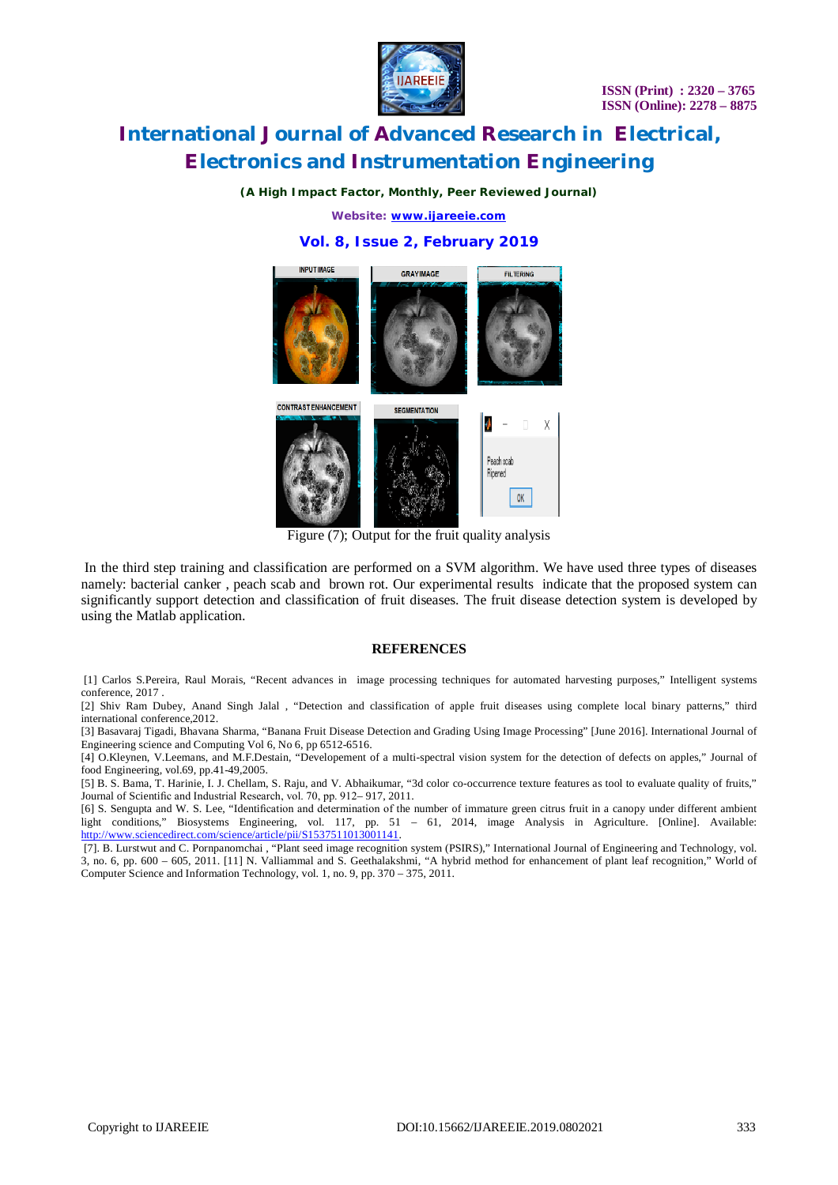Figure (7); Output for the fruit quality analysis

In the third step training and classification are performed on a SVM algorithm. We have used three types of diseases namely: bacterial canker , peach scab and brown rot. Our experimental results indicate that the proposed system can significantly support detection and classification of fruit diseases. The fruit disease detection system is developed by using the Matlab application.

## REFERENCES

[1] Carlos S.Pereira, Raul Morais, "Recent advances in image processing techniques for automated harvesting purposes," Intelligent systems conference, 2017 .

[2] Shiv Ram Dubey, Anand Singh Jalal , "Detection and classification of apple fruit diseases using complete local binary patterns," third international conference,2012.

[3] Basavaraj Tigadi, Bhavana Sharma, "Banana Fruit Disease Detection and Grading Using Image Processing" [June 2016]. International Journal of Engineering science and Computing Vol 6, No 6, pp 6512-6516.

[4] O.Kleynen, V.Leemans, and M.F.Destain, "Developement of a multi-spectral vision system for the detection of defects on apples," Journal of food Engineering, vol.69, pp.41-49,2005.

[5] B. S. Bama, T. Harinie, I. J. Chellam, S. Raju, and V. Abhaikumar, "3d color co-occurrence texture features as tool to evaluate quality of fruits," Journal of Scientific and Industrial Research, vol. 70, pp. 912– 917, 2011.

[6] S. Sengupta and W. S. Lee, "Identification and determination of the number of immature green citrus fruit in a canopy under different ambient light conditions," Biosystems Engineering, vol. 117, pp. 51 – 61, 2014, image Analysis in Agriculture. [Online]. Available: http://www.sciencedirect.com/science/article/pii/S1537511013001141.

[7]. B. Lurstwut and C. Pornpanomchai , "Plant seed image recognition system (PSIRS)," International Journal of Engineering and Technology, vol. 3, no. 6, pp. 600 – 605, 2011. [11] N. Valliammal and S. Geethalakshmi, "A hybrid method for enhancement of plant leaf recognition," World of Computer Science and Information Technology, vol. 1, no. 9, pp. 370 – 375, 2011.